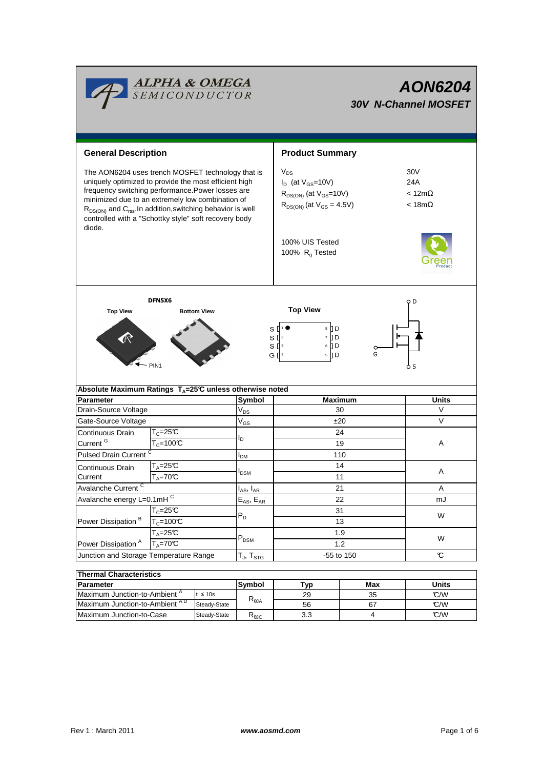# ALPHA & OMEGA SEMICONDUCTOR

# AON6204

## 30V N-Channel MOSFET

## General Description

The AON6204 uses trench MOSFET technology that is uniquely optimized to provide the most efficient high frequency switching performance.Power losses are minimized due to an extremely low combination of $R_{DS(ON)}$ and $C_{rss}$.In addition,switching behavior is well controlled with a "Schottky style" soft recovery body diode.

## Product Summary

| | |
|---|---|
| $V_{DS}$ | 30V |
| $I_D$ (at $V_{GS}$=10V) | 24A |
| $R_{DS(ON)}$ (at $V_{GS}$=10V) | < 12mΩ |
| $R_{DS(ON)}$ (at $V_{GS}$ = 4.5V) | < 18mΩ |

100% UIS Tested
100% $R_g$ Tested

Green Product

DFN5X6

Top View | Bottom View | PIN1

Top View

S 1 | 8 D
S 2 | 7 D
S 3 | 6 D
G 4 | 5 D

D, G, S

| Absolute Maximum Ratings $T_A$=25°C unless otherwise noted | | | | |
|---|---|---|---|---|
| **Parameter** | | **Symbol** | **Maximum** | **Units** |
| Drain-Source Voltage | | $V_{DS}$ | 30 | V |
| Gate-Source Voltage | | $V_{GS}$ | ±20 | V |
| Continuous Drain Current [G] | $T_C$=25°C | $I_D$ | 24 | A |
| | $T_C$=100°C | | 19 | |
| Pulsed Drain Current [C] | | $I_{DM}$ | 110 | |
| Continuous Drain Current | $T_A$=25°C | $I_{DSM}$ | 14 | A |
| | $T_A$=70°C | | 11 | |
| Avalanche Current [C] | | $I_{AS}$, $I_{AR}$ | 21 | A |
| Avalanche energy L=0.1mH [C] | | $E_{AS}$, $E_{AR}$ | 22 | mJ |
| Power Dissipation [B] | $T_C$=25°C | $P_D$ | 31 | W |
| | $T_C$=100°C | | 13 | |
| Power Dissipation [A] | $T_A$=25°C | $P_{DSM}$ | 1.9 | W |
| | $T_A$=70°C | | 1.2 | |
| Junction and Storage Temperature Range | | $T_J$, $T_{STG}$ | -55 to 150 | °C |

| Thermal Characteristics | | | | | |
|---|---|---|---|---|---|
| **Parameter** | | **Symbol** | **Typ** | **Max** | **Units** |
| Maximum Junction-to-Ambient [A] | t ≤ 10s | $R_{\theta JA}$ | 29 | 35 | °C/W |
| Maximum Junction-to-Ambient [A D] | Steady-State | | 56 | 67 | °C/W |
| Maximum Junction-to-Case | Steady-State | $R_{\theta JC}$ | 3.3 | 4 | °C/W |

Rev 1 : March 2011 | www.aosmd.com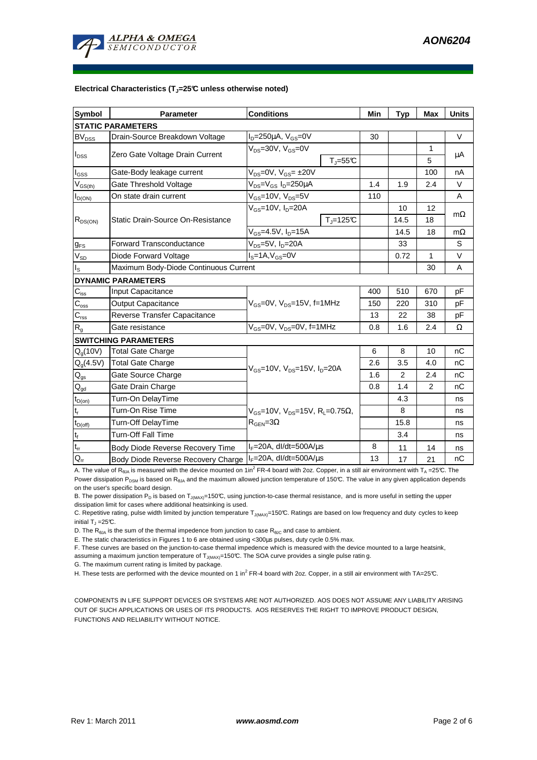#### Electrical Characteristics ($T_J$=25°C unless otherwise noted)

| Symbol | Parameter | Conditions | | Min | Typ | Max | Units |
|---|---|---|---|---|---|---|---|
| **STATIC PARAMETERS** | | | | | | | |
| $BV_{DSS}$ | Drain-Source Breakdown Voltage | $I_D$=250µA, $V_{GS}$=0V | | 30 | | | V |
| $I_{DSS}$ | Zero Gate Voltage Drain Current | $V_{DS}$=30V, $V_{GS}$=0V | | | | 1 | µA |
| | | | $T_J$=55°C | | | 5 | |
| $I_{GSS}$ | Gate-Body leakage current | $V_{DS}$=0V, $V_{GS}$= ±20V | | | | 100 | nA |
| $V_{GS(th)}$ | Gate Threshold Voltage | $V_{DS}$=$V_{GS}$ $I_D$=250µA | | 1.4 | 1.9 | 2.4 | V |
| $I_{D(ON)}$ | On state drain current | $V_{GS}$=10V, $V_{DS}$=5V | | 110 | | | A |
| $R_{DS(ON)}$ | Static Drain-Source On-Resistance | $V_{GS}$=10V, $I_D$=20A | | | 10 | 12 | mΩ |
| | | | $T_J$=125°C | | 14.5 | 18 | |
| | | $V_{GS}$=4.5V, $I_D$=15A | | | 14.5 | 18 | mΩ |
| $g_{FS}$ | Forward Transconductance | $V_{DS}$=5V, $I_D$=20A | | | 33 | | S |
| $V_{SD}$ | Diode Forward Voltage | $I_S$=1A,$V_{GS}$=0V | | | 0.72 | 1 | V |
| $I_S$ | Maximum Body-Diode Continuous Current | | | | | 30 | A |
| **DYNAMIC PARAMETERS** | | | | | | | |
| $C_{iss}$ | Input Capacitance | $V_{GS}$=0V, $V_{DS}$=15V, f=1MHz | | 400 | 510 | 670 | pF |
| $C_{oss}$ | Output Capacitance | | | 150 | 220 | 310 | pF |
| $C_{rss}$ | Reverse Transfer Capacitance | | | 13 | 22 | 38 | pF |
| $R_g$ | Gate resistance | $V_{GS}$=0V, $V_{DS}$=0V, f=1MHz | | 0.8 | 1.6 | 2.4 | Ω |
| **SWITCHING PARAMETERS** | | | | | | | |
| $Q_g$(10V) | Total Gate Charge | $V_{GS}$=10V, $V_{DS}$=15V, $I_D$=20A | | 6 | 8 | 10 | nC |
| $Q_g$(4.5V) | Total Gate Charge | | | 2.6 | 3.5 | 4.0 | nC |
| $Q_{gs}$ | Gate Source Charge | | | 1.6 | 2 | 2.4 | nC |
| $Q_{gd}$ | Gate Drain Charge | | | 0.8 | 1.4 | 2 | nC |
| $t_{D(on)}$ | Turn-On DelayTime | $V_{GS}$=10V, $V_{DS}$=15V, $R_L$=0.75Ω, $R_{GEN}$=3Ω | | | 4.3 | | ns |
| $t_r$ | Turn-On Rise Time | | | | 8 | | ns |
| $t_{D(off)}$ | Turn-Off DelayTime | | | | 15.8 | | ns |
| $t_f$ | Turn-Off Fall Time | | | | 3.4 | | ns |
| $t_{rr}$ | Body Diode Reverse Recovery Time | $I_F$=20A, dI/dt=500A/µs | | 8 | 11 | 14 | ns |
| $Q_{rr}$ | Body Diode Reverse Recovery Charge | $I_F$=20A, dI/dt=500A/µs | | 13 | 17 | 21 | nC |

A. The value of $R_{\theta JA}$ is measured with the device mounted on 1in$^2$ FR-4 board with 2oz. Copper, in a still air environment with $T_A$ =25°C. The Power dissipation $P_{DSM}$ is based on $R_{\theta JA}$ and the maximum allowed junction temperature of 150°C. The value in any given application depends on the user's specific board design.

B. The power dissipation $P_D$ is based on $T_{J(MAX)}$=150°C, using junction-to-case thermal resistance, and is more useful in setting the upper dissipation limit for cases where additional heatsinking is used.

C. Repetitive rating, pulse width limited by junction temperature $T_{J(MAX)}$=150°C. Ratings are based on low frequency and duty cycles to keep initial $T_J$ =25°C.

D. The $R_{\theta JA}$ is the sum of the thermal impedence from junction to case $R_{\theta JC}$ and case to ambient.

E. The static characteristics in Figures 1 to 6 are obtained using <300µs pulses, duty cycle 0.5% max.

F. These curves are based on the junction-to-case thermal impedence which is measured with the device mounted to a large heatsink, assuming a maximum junction temperature of $T_{J(MAX)}$=150°C. The SOA curve provides a single pulse ratin g.

G. The maximum current rating is limited by package.

H. These tests are performed with the device mounted on 1 in$^2$ FR-4 board with 2oz. Copper, in a still air environment with TA=25°C.

COMPONENTS IN LIFE SUPPORT DEVICES OR SYSTEMS ARE NOT AUTHORIZED. AOS DOES NOT ASSUME ANY LIABILITY ARISING OUT OF SUCH APPLICATIONS OR USES OF ITS PRODUCTS. AOS RESERVES THE RIGHT TO IMPROVE PRODUCT DESIGN, FUNCTIONS AND RELIABILITY WITHOUT NOTICE.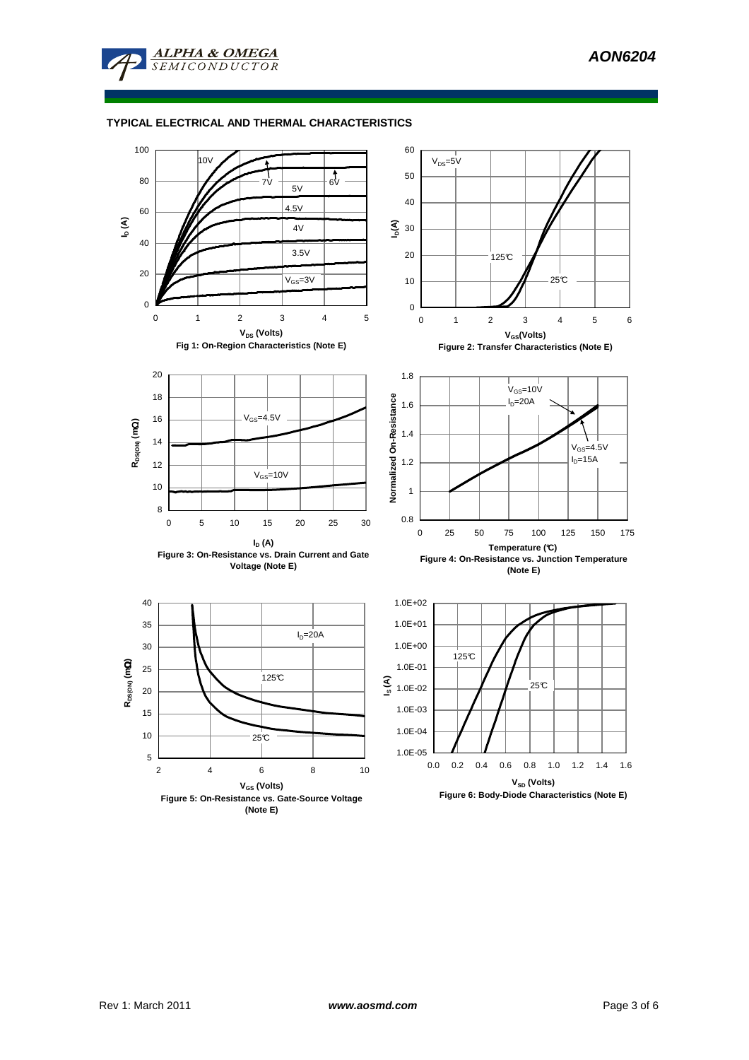## TYPICAL ELECTRICAL AND THERMAL CHARACTERISTICS

Fig 1: On-Region Characteristics (Note E)

Figure 2: Transfer Characteristics (Note E)

Figure 3: On-Resistance vs. Drain Current and Gate Voltage (Note E)

Figure 4: On-Resistance vs. Junction Temperature (Note E)

Figure 5: On-Resistance vs. Gate-Source Voltage (Note E)

Figure 6: Body-Diode Characteristics (Note E)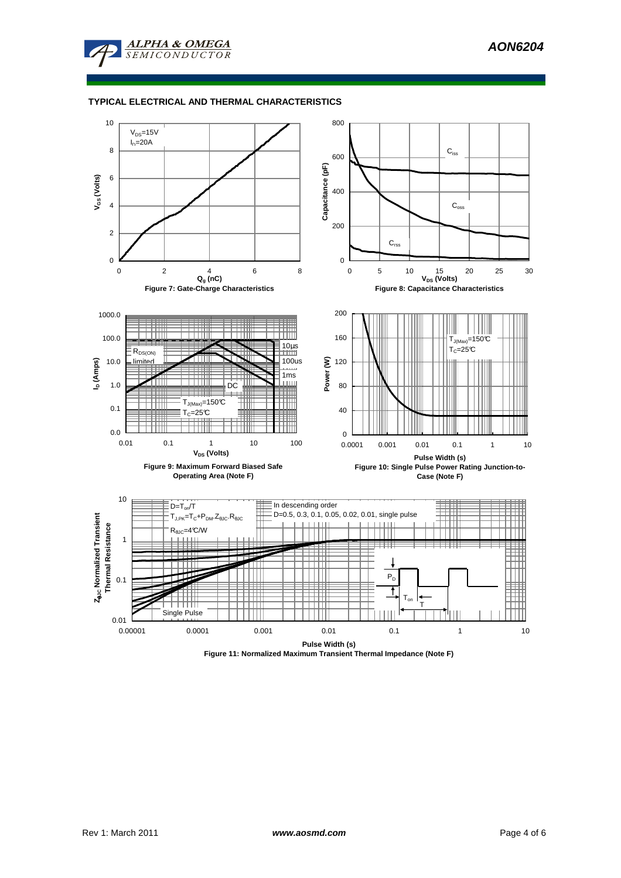## TYPICAL ELECTRICAL AND THERMAL CHARACTERISTICS

$V_{DS}$=15V
$I_D$=20A

**Figure 7: Gate-Charge Characteristics**

$C_{iss}$
$C_{oss}$
$C_{rss}$

**Figure 8: Capacitance Characteristics**

$R_{DS(ON)}$ limited
10µs
100us
1ms
DC
$T_{J(Max)}$=150°C
$T_C$=25°C

**Figure 9: Maximum Forward Biased Safe Operating Area (Note F)**

$T_{J(Max)}$=150°C
$T_C$=25°C

**Figure 10: Single Pulse Power Rating Junction-to-Case (Note F)**

$D=T_{on}/T$
$T_{J,PK}=T_C+P_{DM}.Z_{\theta JC}.R_{\theta JC}$
$R_{\theta JC}$=4°C/W

In descending order
D=0.5, 0.3, 0.1, 0.05, 0.02, 0.01, single pulse

Single Pulse

**Figure 11: Normalized Maximum Transient Thermal Impedance (Note F)**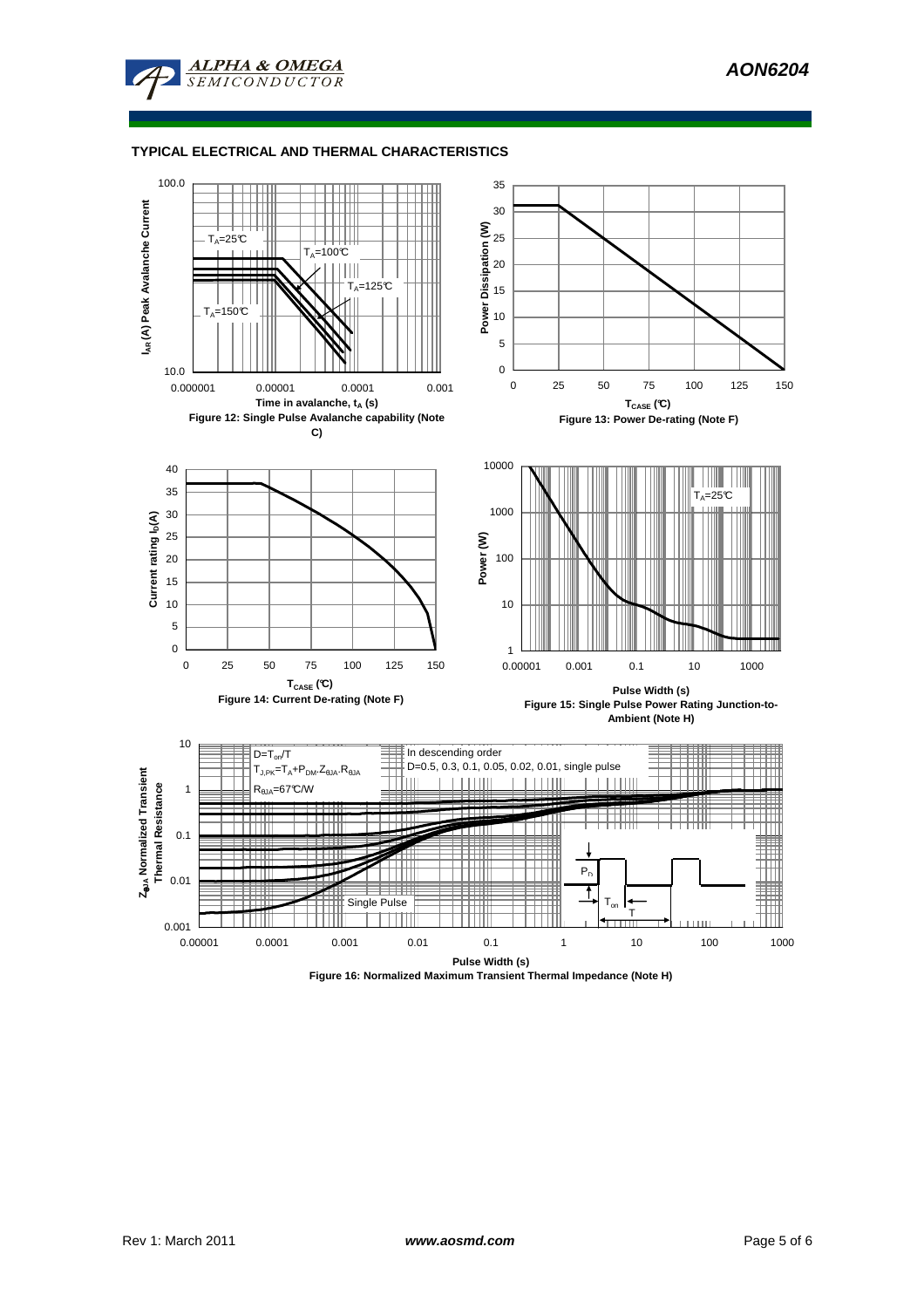## TYPICAL ELECTRICAL AND THERMAL CHARACTERISTICS

Figure 12: Single Pulse Avalanche capability (Note C)

Figure 13: Power De-rating (Note F)

Figure 14: Current De-rating (Note F)

Figure 15: Single Pulse Power Rating Junction-to-Ambient (Note H)

Figure 16: Normalized Maximum Transient Thermal Impedance (Note H)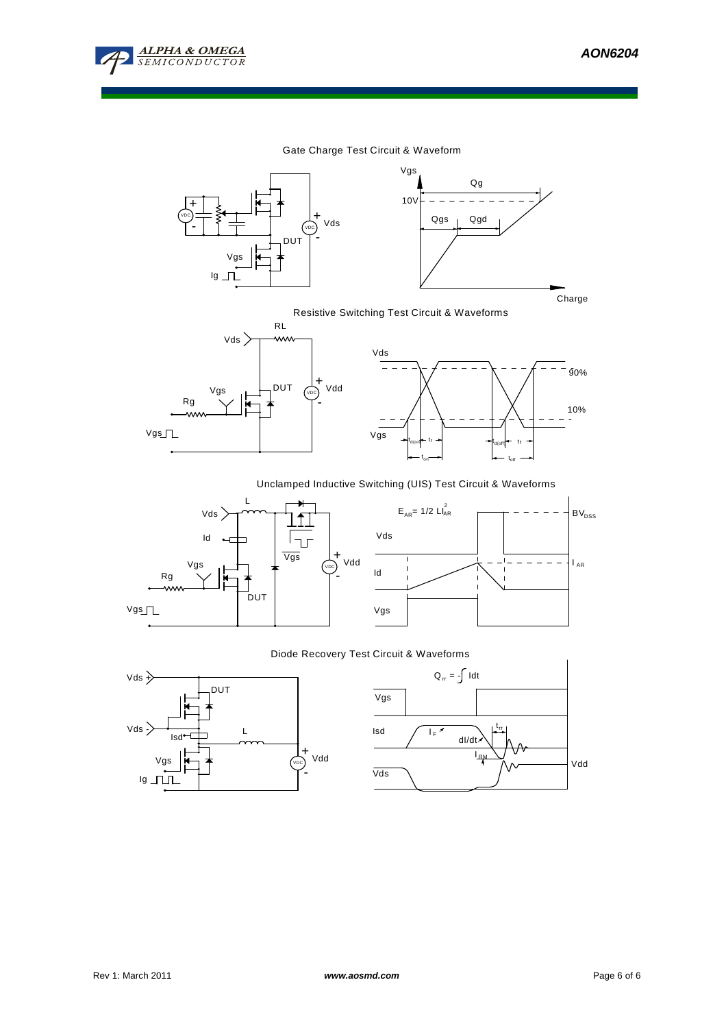## Gate Charge Test Circuit & Waveform

VDC
+
-
DUT
Vgs
Ig
+
VDC
Vds
-

Vgs
Qg
10V
Qgs
Qgd
Charge

## Resistive Switching Test Circuit & Waveforms

RL
Vds
Vgs
Rg
DUT
+
VDC
Vdd
-
Vgs

Vds
90%
10%
Vgs
$t_{d(on)}$
$t_r$
$t_{on}$
$t_{d(off)}$
$t_f$
$t_{off}$

## Unclamped Inductive Switching (UIS) Test Circuit & Waveforms

L
Vds
Id
Vgs
Vgs
Rg
DUT
+
VDC
Vdd
-
Vgs

$E_{AR} = 1/2\ LI_{AR}^2$
$BV_{DSS}$
Vds
Id
$I_{AR}$
Vgs

## Diode Recovery Test Circuit & Waveforms

Vds +
DUT
Vds -
Isd
L
+
VDC
Vdd
-
Vgs
Ig

$Q_{rr} = -\int Idt$
Vgs
Isd
$I_F$
dI/dt
$t_{rr}$
$I_{RM}$
Vdd
Vds